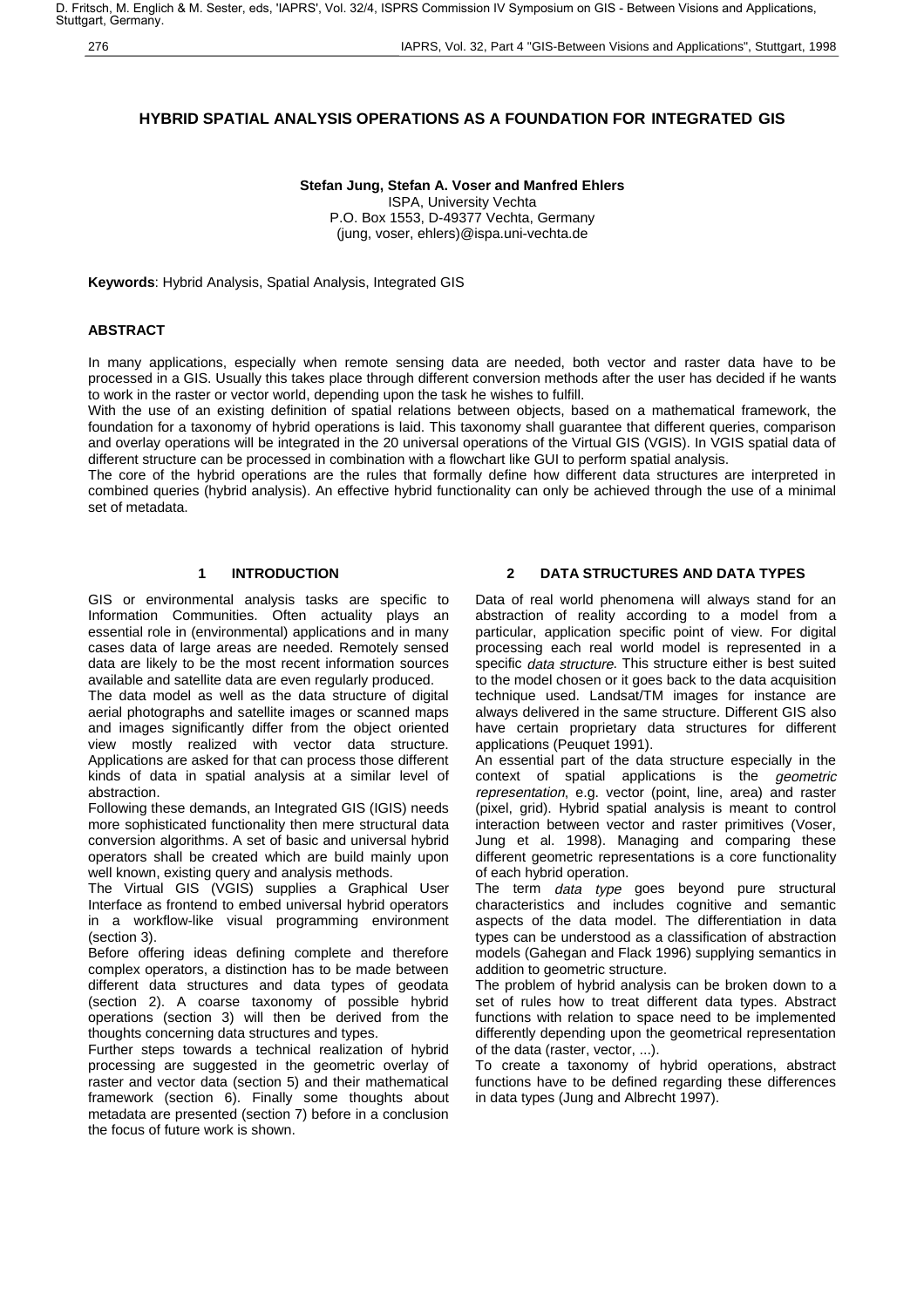# HYBRID SPATIAL ANALYSIS OPERATIONS AS A FOUNDATION FOR INTEGRATED GIS

**Stefan Jung, Stefan A. Voser and Manfred Ehlers**
ISPA, University Vechta
P.O. Box 1553, D-49377 Vechta, Germany
(jung, voser, ehlers)@ispa.uni-vechta.de

**Keywords**: Hybrid Analysis, Spatial Analysis, Integrated GIS

## ABSTRACT

In many applications, especially when remote sensing data are needed, both vector and raster data have to be processed in a GIS. Usually this takes place through different conversion methods after the user has decided if he wants to work in the raster or vector world, depending upon the task he wishes to fulfill.

With the use of an existing definition of spatial relations between objects, based on a mathematical framework, the foundation for a taxonomy of hybrid operations is laid. This taxonomy shall guarantee that different queries, comparison and overlay operations will be integrated in the 20 universal operations of the Virtual GIS (VGIS). In VGIS spatial data of different structure can be processed in combination with a flowchart like GUI to perform spatial analysis.

The core of the hybrid operations are the rules that formally define how different data structures are interpreted in combined queries (hybrid analysis). An effective hybrid functionality can only be achieved through the use of a minimal set of metadata.

## 1 INTRODUCTION

GIS or environmental analysis tasks are specific to Information Communities. Often actuality plays an essential role in (environmental) applications and in many cases data of large areas are needed. Remotely sensed data are likely to be the most recent information sources available and satellite data are even regularly produced.

The data model as well as the data structure of digital aerial photographs and satellite images or scanned maps and images significantly differ from the object oriented view mostly realized with vector data structure. Applications are asked for that can process those different kinds of data in spatial analysis at a similar level of abstraction.

Following these demands, an Integrated GIS (IGIS) needs more sophisticated functionality then mere structural data conversion algorithms. A set of basic and universal hybrid operators shall be created which are build mainly upon well known, existing query and analysis methods.

The Virtual GIS (VGIS) supplies a Graphical User Interface as frontend to embed universal hybrid operators in a workflow-like visual programming environment (section 3).

Before offering ideas defining complete and therefore complex operators, a distinction has to be made between different data structures and data types of geodata (section 2). A coarse taxonomy of possible hybrid operations (section 3) will then be derived from the thoughts concerning data structures and types.

Further steps towards a technical realization of hybrid processing are suggested in the geometric overlay of raster and vector data (section 5) and their mathematical framework (section 6). Finally some thoughts about metadata are presented (section 7) before in a conclusion the focus of future work is shown.

## 2 DATA STRUCTURES AND DATA TYPES

Data of real world phenomena will always stand for an abstraction of reality according to a model from a particular, application specific point of view. For digital processing each real world model is represented in a specific *data structure*. This structure either is best suited to the model chosen or it goes back to the data acquisition technique used. Landsat/TM images for instance are always delivered in the same structure. Different GIS also have certain proprietary data structures for different applications (Peuquet 1991).

An essential part of the data structure especially in the context of spatial applications is the *geometric representation*, e.g. vector (point, line, area) and raster (pixel, grid). Hybrid spatial analysis is meant to control interaction between vector and raster primitives (Voser, Jung et al. 1998). Managing and comparing these different geometric representations is a core functionality of each hybrid operation.

The term *data type* goes beyond pure structural characteristics and includes cognitive and semantic aspects of the data model. The differentiation in data types can be understood as a classification of abstraction models (Gahegan and Flack 1996) supplying semantics in addition to geometric structure.

The problem of hybrid analysis can be broken down to a set of rules how to treat different data types. Abstract functions with relation to space need to be implemented differently depending upon the geometrical representation of the data (raster, vector, ...).

To create a taxonomy of hybrid operations, abstract functions have to be defined regarding these differences in data types (Jung and Albrecht 1997).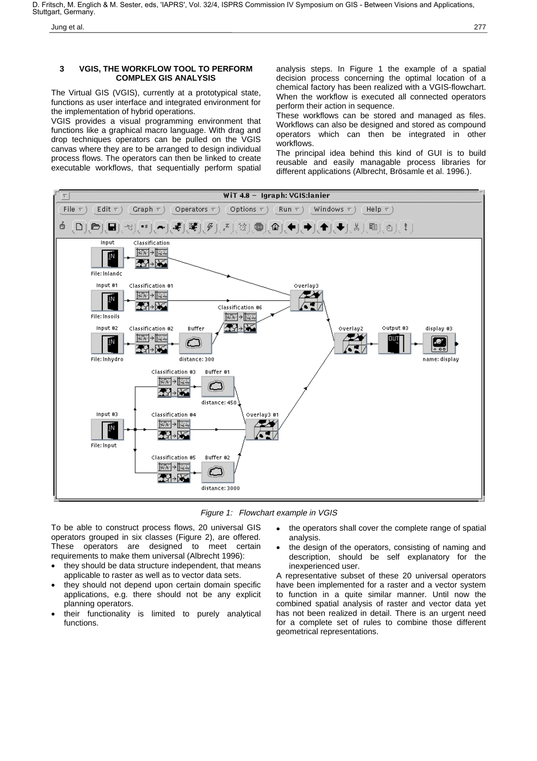### 3 VGIS, THE WORKFLOW TOOL TO PERFORM COMPLEX GIS ANALYSIS

The Virtual GIS (VGIS), currently at a prototypical state, functions as user interface and integrated environment for the implementation of hybrid operations.

VGIS provides a visual programming environment that functions like a graphical macro language. With drag and drop techniques operators can be pulled on the VGIS canvas where they are to be arranged to design individual process flows. The operators can then be linked to create executable workflows, that sequentially perform spatial analysis steps. In Figure 1 the example of a spatial decision process concerning the optimal location of a chemical factory has been realized with a VGIS-flowchart. When the workflow is executed all connected operators perform their action in sequence.

These workflows can be stored and managed as files. Workflows can also be designed and stored as compound operators which can then be integrated in other workflows.

The principal idea behind this kind of GUI is to build reusable and easily managable process libraries for different applications (Albrecht, Brösamle et al. 1996.).

*Figure 1: Flowchart example in VGIS*

To be able to construct process flows, 20 universal GIS operators grouped in six classes (Figure 2), are offered. These operators are designed to meet certain requirements to make them universal (Albrecht 1996):

- they should be data structure independent, that means applicable to raster as well as to vector data sets.
- they should not depend upon certain domain specific applications, e.g. there should not be any explicit planning operators.
- their functionality is limited to purely analytical functions.
- the operators shall cover the complete range of spatial analysis.
- the design of the operators, consisting of naming and description, should be self explanatory for the inexperienced user.

A representative subset of these 20 universal operators have been implemented for a raster and a vector system to function in a quite similar manner. Until now the combined spatial analysis of raster and vector data yet has not been realized in detail. There is an urgent need for a complete set of rules to combine those different geometrical representations.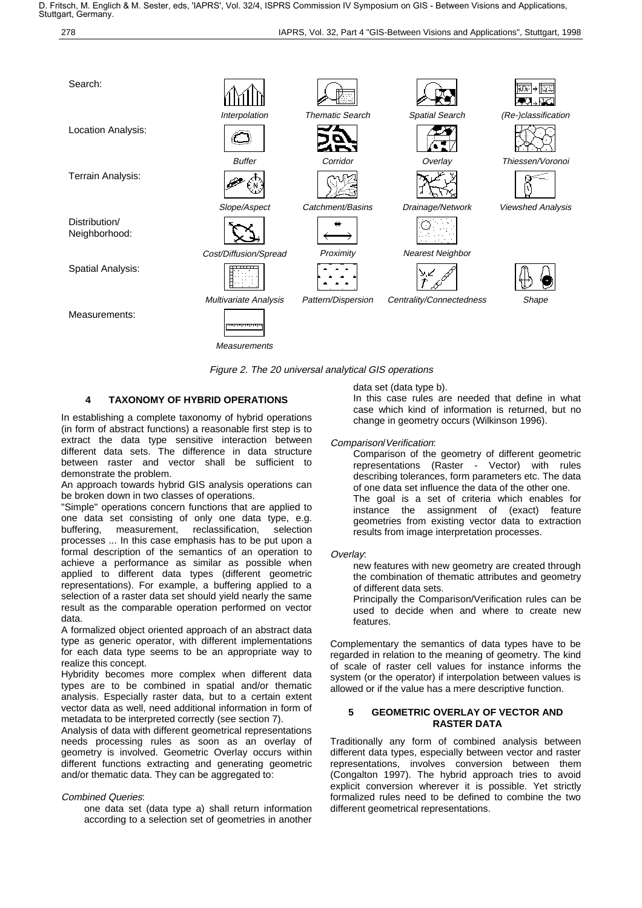Search:

*Interpolation* | *Thematic Search* | *Spatial Search* | *(Re-)classification*

Location Analysis:

*Buffer* | *Corridor* | *Overlay* | *Thiessen/Voronoi*

Terrain Analysis:

*Slope/Aspect* | *Catchment/Basins* | *Drainage/Network* | *Viewshed Analysis*

Distribution/ Neighborhood:

*Cost/Diffusion/Spread* | *Proximity* | *Nearest Neighbor*

Spatial Analysis:

*Multivariate Analysis* | *Pattern/Dispersion* | *Centrality/Connectedness* | *Shape*

Measurements:

*Measurements*

*Figure 2. The 20 universal analytical GIS operations*

## 4 TAXONOMY OF HYBRID OPERATIONS

In establishing a complete taxonomy of hybrid operations (in form of abstract functions) a reasonable first step is to extract the data type sensitive interaction between different data sets. The difference in data structure between raster and vector shall be sufficient to demonstrate the problem.

An approach towards hybrid GIS analysis operations can be broken down in two classes of operations.

"Simple" operations concern functions that are applied to one data set consisting of only one data type, e.g. buffering, measurement, reclassification, selection processes ... In this case emphasis has to be put upon a formal description of the semantics of an operation to achieve a performance as similar as possible when applied to different data types (different geometric representations). For example, a buffering applied to a selection of a raster data set should yield nearly the same result as the comparable operation performed on vector data.

A formalized object oriented approach of an abstract data type as generic operator, with different implementations for each data type seems to be an appropriate way to realize this concept.

Hybridity becomes more complex when different data types are to be combined in spatial and/or thematic analysis. Especially raster data, but to a certain extent vector data as well, need additional information in form of metadata to be interpreted correctly (see section 7).

Analysis of data with different geometrical representations needs processing rules as soon as an overlay of geometry is involved. Geometric Overlay occurs within different functions extracting and generating geometric and/or thematic data. They can be aggregated to:

*Combined Queries*:

> one data set (data type a) shall return information according to a selection set of geometries in another data set (data type b).
>
> In this case rules are needed that define in what case which kind of information is returned, but no change in geometry occurs (Wilkinson 1996).

*Comparison/Verification*:

> Comparison of the geometry of different geometric representations (Raster - Vector) with rules describing tolerances, form parameters etc. The data of one data set influence the data of the other one.
>
> The goal is a set of criteria which enables for instance the assignment of (exact) feature geometries from existing vector data to extraction results from image interpretation processes.

*Overlay*:

> new features with new geometry are created through the combination of thematic attributes and geometry of different data sets.
>
> Principally the Comparison/Verification rules can be used to decide when and where to create new features.

Complementary the semantics of data types have to be regarded in relation to the meaning of geometry. The kind of scale of raster cell values for instance informs the system (or the operator) if interpolation between values is allowed or if the value has a mere descriptive function.

## 5 GEOMETRIC OVERLAY OF VECTOR AND RASTER DATA

Traditionally any form of combined analysis between different data types, especially between vector and raster representations, involves conversion between them (Congalton 1997). The hybrid approach tries to avoid explicit conversion wherever it is possible. Yet strictly formalized rules need to be defined to combine the two different geometrical representations.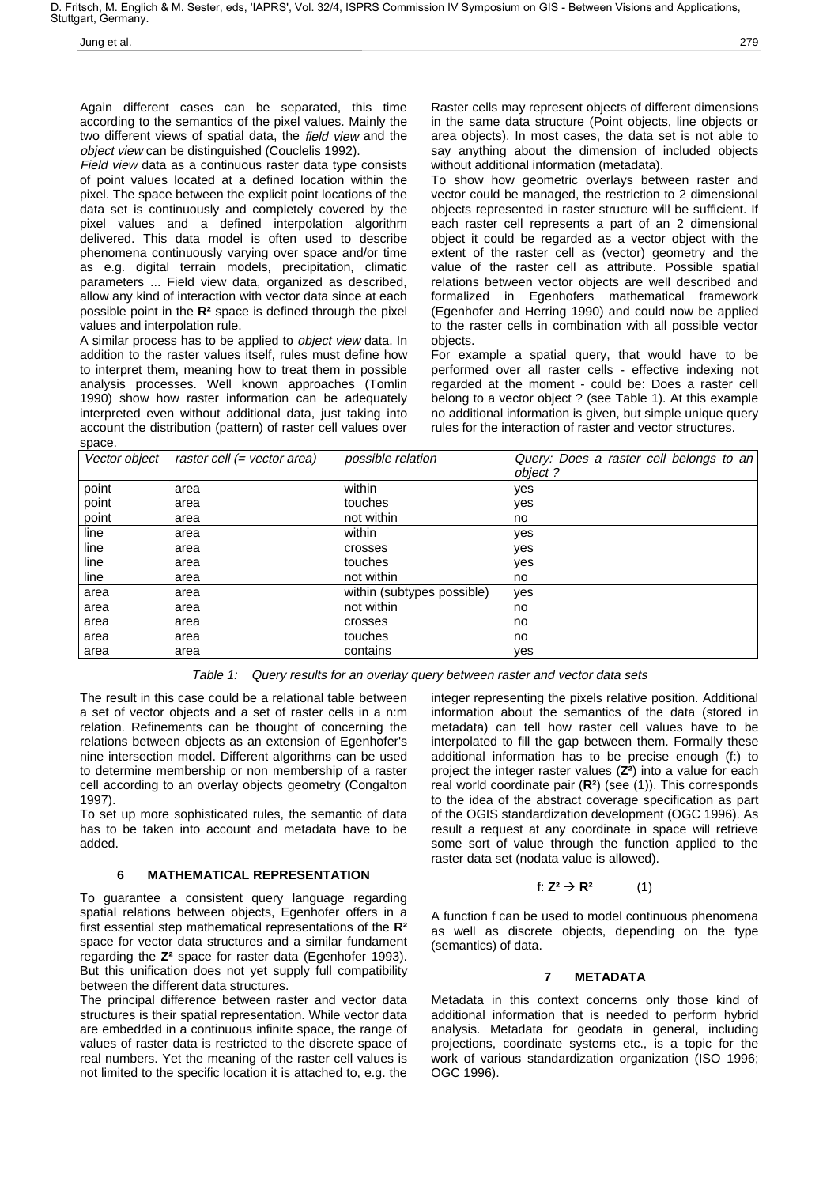Again different cases can be separated, this time according to the semantics of the pixel values. Mainly the two different views of spatial data, the *field view* and the *object view* can be distinguished (Couclelis 1992).

*Field view* data as a continuous raster data type consists of point values located at a defined location within the pixel. The space between the explicit point locations of the data set is continuously and completely covered by the pixel values and a defined interpolation algorithm delivered. This data model is often used to describe phenomena continuously varying over space and/or time as e.g. digital terrain models, precipitation, climatic parameters ... Field view data, organized as described, allow any kind of interaction with vector data since at each possible point in the $\mathbf{R}^2$ space is defined through the pixel values and interpolation rule.

A similar process has to be applied to *object view* data. In addition to the raster values itself, rules must define how to interpret them, meaning how to treat them in possible analysis processes. Well known approaches (Tomlin 1990) show how raster information can be adequately interpreted even without additional data, just taking into account the distribution (pattern) of raster cell values over space.

Raster cells may represent objects of different dimensions in the same data structure (Point objects, line objects or area objects). In most cases, the data set is not able to say anything about the dimension of included objects without additional information (metadata).

To show how geometric overlays between raster and vector could be managed, the restriction to 2 dimensional objects represented in raster structure will be sufficient. If each raster cell represents a part of an 2 dimensional object it could be regarded as a vector object with the extent of the raster cell as (vector) geometry and the value of the raster cell as attribute. Possible spatial relations between vector objects are well described and formalized in Egenhofers mathematical framework (Egenhofer and Herring 1990) and could now be applied to the raster cells in combination with all possible vector objects.

For example a spatial query, that would have to be performed over all raster cells - effective indexing not regarded at the moment - could be: Does a raster cell belong to a vector object ? (see Table 1). At this example no additional information is given, but simple unique query rules for the interaction of raster and vector structures.

| *Vector object* | *raster cell (= vector area)* | *possible relation* | *Query: Does a raster cell belongs to an object ?* |
|---|---|---|---|
| point | area | within | yes |
| point | area | touches | yes |
| point | area | not within | no |
| line | area | within | yes |
| line | area | crosses | yes |
| line | area | touches | yes |
| line | area | not within | no |
| area | area | within (subtypes possible) | yes |
| area | area | not within | no |
| area | area | crosses | no |
| area | area | touches | no |
| area | area | contains | yes |

*Table 1: Query results for an overlay query between raster and vector data sets*

The result in this case could be a relational table between a set of vector objects and a set of raster cells in a n:m relation. Refinements can be thought of concerning the relations between objects as an extension of Egenhofer's nine intersection model. Different algorithms can be used to determine membership or non membership of a raster cell according to an overlay objects geometry (Congalton 1997).

To set up more sophisticated rules, the semantic of data has to be taken into account and metadata have to be added.

## 6 MATHEMATICAL REPRESENTATION

To guarantee a consistent query language regarding spatial relations between objects, Egenhofer offers in a first essential step mathematical representations of the $\mathbf{R}^2$ space for vector data structures and a similar fundament regarding the $\mathbf{Z}^2$ space for raster data (Egenhofer 1993). But this unification does not yet supply full compatibility between the different data structures.

The principal difference between raster and vector data structures is their spatial representation. While vector data are embedded in a continuous infinite space, the range of values of raster data is restricted to the discrete space of real numbers. Yet the meaning of the raster cell values is not limited to the specific location it is attached to, e.g. the integer representing the pixels relative position. Additional information about the semantics of the data (stored in metadata) can tell how raster cell values have to be interpolated to fill the gap between them. Formally these additional information has to be precise enough (f:) to project the integer raster values ($\mathbf{Z}^2$) into a value for each real world coordinate pair ($\mathbf{R}^2$) (see (1)). This corresponds to the idea of the abstract coverage specification as part of the OGIS standardization development (OGC 1996). As result a request at any coordinate in space will retrieve some sort of value through the function applied to the raster data set (nodata value is allowed).

$$f: \mathbf{Z}^2 \rightarrow \mathbf{R}^2 \qquad (1)$$

A function f can be used to model continuous phenomena as well as discrete objects, depending on the type (semantics) of data.

## 7 METADATA

Metadata in this context concerns only those kind of additional information that is needed to perform hybrid analysis. Metadata for geodata in general, including projections, coordinate systems etc., is a topic for the work of various standardization organization (ISO 1996; OGC 1996).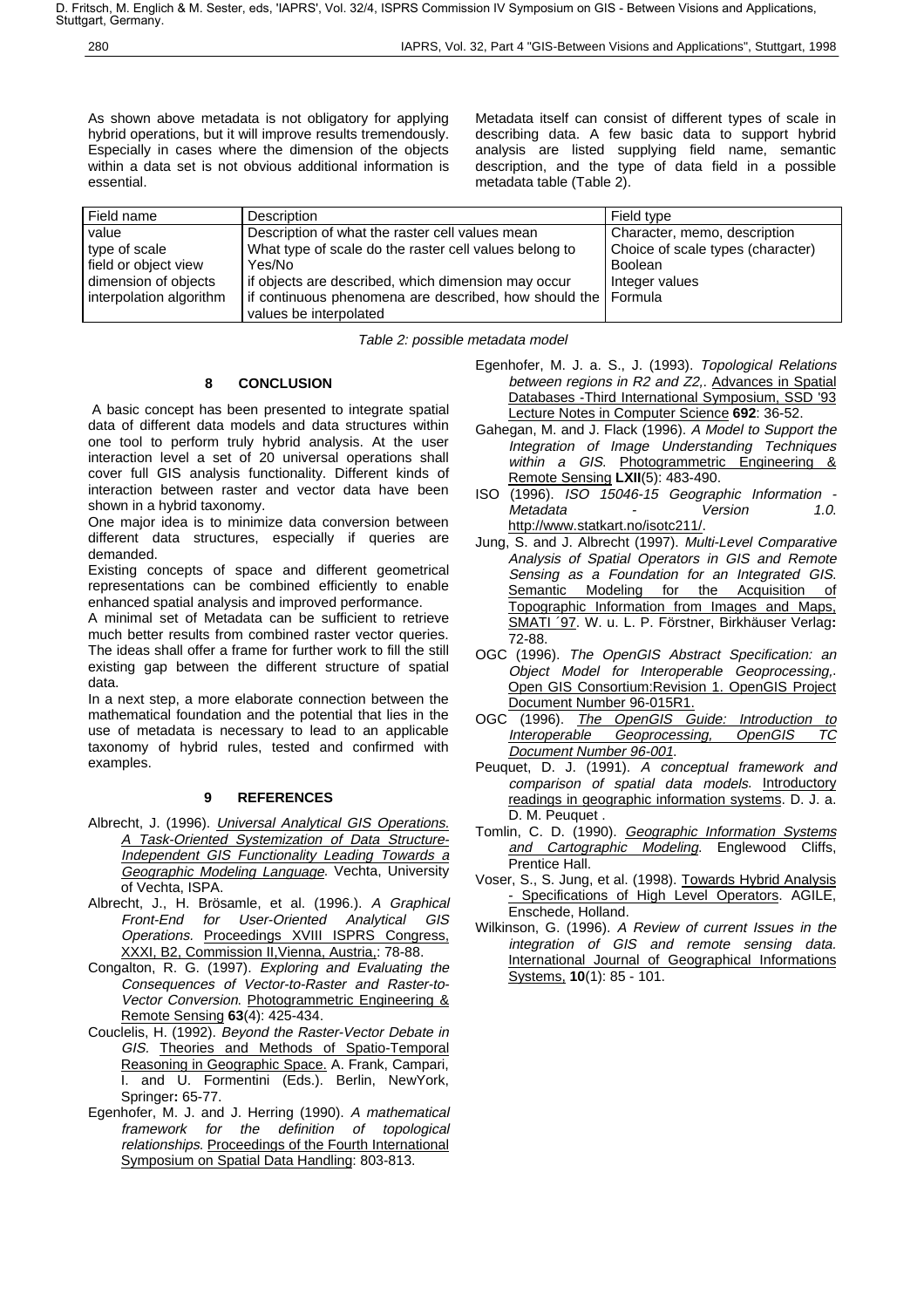As shown above metadata is not obligatory for applying hybrid operations, but it will improve results tremendously. Especially in cases where the dimension of the objects within a data set is not obvious additional information is essential.

Metadata itself can consist of different types of scale in describing data. A few basic data to support hybrid analysis are listed supplying field name, semantic description, and the type of data field in a possible metadata table (Table 2).

| Field name | Description | Field type |
|---|---|---|
| value | Description of what the raster cell values mean | Character, memo, description |
| type of scale | What type of scale do the raster cell values belong to | Choice of scale types (character) |
| field or object view | Yes/No | Boolean |
| dimension of objects | if objects are described, which dimension may occur | Integer values |
| interpolation algorithm | if continuous phenomena are described, how should the values be interpolated | Formula |

*Table 2: possible metadata model*

## 8 CONCLUSION

A basic concept has been presented to integrate spatial data of different data models and data structures within one tool to perform truly hybrid analysis. At the user interaction level a set of 20 universal operations shall cover full GIS analysis functionality. Different kinds of interaction between raster and vector data have been shown in a hybrid taxonomy.

One major idea is to minimize data conversion between different data structures, especially if queries are demanded.

Existing concepts of space and different geometrical representations can be combined efficiently to enable enhanced spatial analysis and improved performance.

A minimal set of Metadata can be sufficient to retrieve much better results from combined raster vector queries. The ideas shall offer a frame for further work to fill the still existing gap between the different structure of spatial data.

In a next step, a more elaborate connection between the mathematical foundation and the potential that lies in the use of metadata is necessary to lead to an applicable taxonomy of hybrid rules, tested and confirmed with examples.

## 9 REFERENCES

Albrecht, J. (1996). *Universal Analytical GIS Operations. A Task-Oriented Systemization of Data Structure-Independent GIS Functionality Leading Towards a Geographic Modeling Language*. Vechta, University of Vechta, ISPA.

Albrecht, J., H. Brösamle, et al. (1996.). *A Graphical Front-End for User-Oriented Analytical GIS Operations.* Proceedings XVIII ISPRS Congress, XXXI, B2, Commission II,Vienna, Austria,: 78-88.

Congalton, R. G. (1997). *Exploring and Evaluating the Consequences of Vector-to-Raster and Raster-to-Vector Conversion.* Photogrammetric Engineering & Remote Sensing **63**(4): 425-434.

Couclelis, H. (1992). *Beyond the Raster-Vector Debate in GIS.* Theories and Methods of Spatio-Temporal Reasoning in Geographic Space. A. Frank, Campari, I. and U. Formentini (Eds.). Berlin, NewYork, Springer**:** 65-77.

Egenhofer, M. J. and J. Herring (1990). *A mathematical framework for the definition of topological relationships.* Proceedings of the Fourth International Symposium on Spatial Data Handling: 803-813.

Egenhofer, M. J. a. S., J. (1993). *Topological Relations between regions in R2 and Z2,.* Advances in Spatial Databases -Third International Symposium, SSD '93 Lecture Notes in Computer Science **692**: 36-52.

Gahegan, M. and J. Flack (1996). *A Model to Support the Integration of Image Understanding Techniques within a GIS.* Photogrammetric Engineering & Remote Sensing **LXII**(5): 483-490.

ISO (1996). *ISO 15046-15 Geographic Information - Metadata - Version 1.0.* http://www.statkart.no/isotc211/.

Jung, S. and J. Albrecht (1997). *Multi-Level Comparative Analysis of Spatial Operators in GIS and Remote Sensing as a Foundation for an Integrated GIS.* Semantic Modeling for the Acquisition of Topographic Information from Images and Maps, SMATI ´97. W. u. L. P. Förstner, Birkhäuser Verlag**:** 72-88.

OGC (1996). *The OpenGIS Abstract Specification: an Object Model for Interoperable Geoprocessing,.* Open GIS Consortium:Revision 1. OpenGIS Project Document Number 96-015R1.

OGC (1996). *The OpenGIS Guide: Introduction to Interoperable Geoprocessing, OpenGIS TC Document Number 96-001.*

Peuquet, D. J. (1991). *A conceptual framework and comparison of spatial data models.* Introductory readings in geographic information systems. D. J. a. D. M. Peuquet .

Tomlin, C. D. (1990). *Geographic Information Systems and Cartographic Modeling.* Englewood Cliffs, Prentice Hall.

Voser, S., S. Jung, et al. (1998). Towards Hybrid Analysis - Specifications of High Level Operators. AGILE, Enschede, Holland.

Wilkinson, G. (1996). *A Review of current Issues in the integration of GIS and remote sensing data.* International Journal of Geographical Informations Systems, **10**(1): 85 - 101.